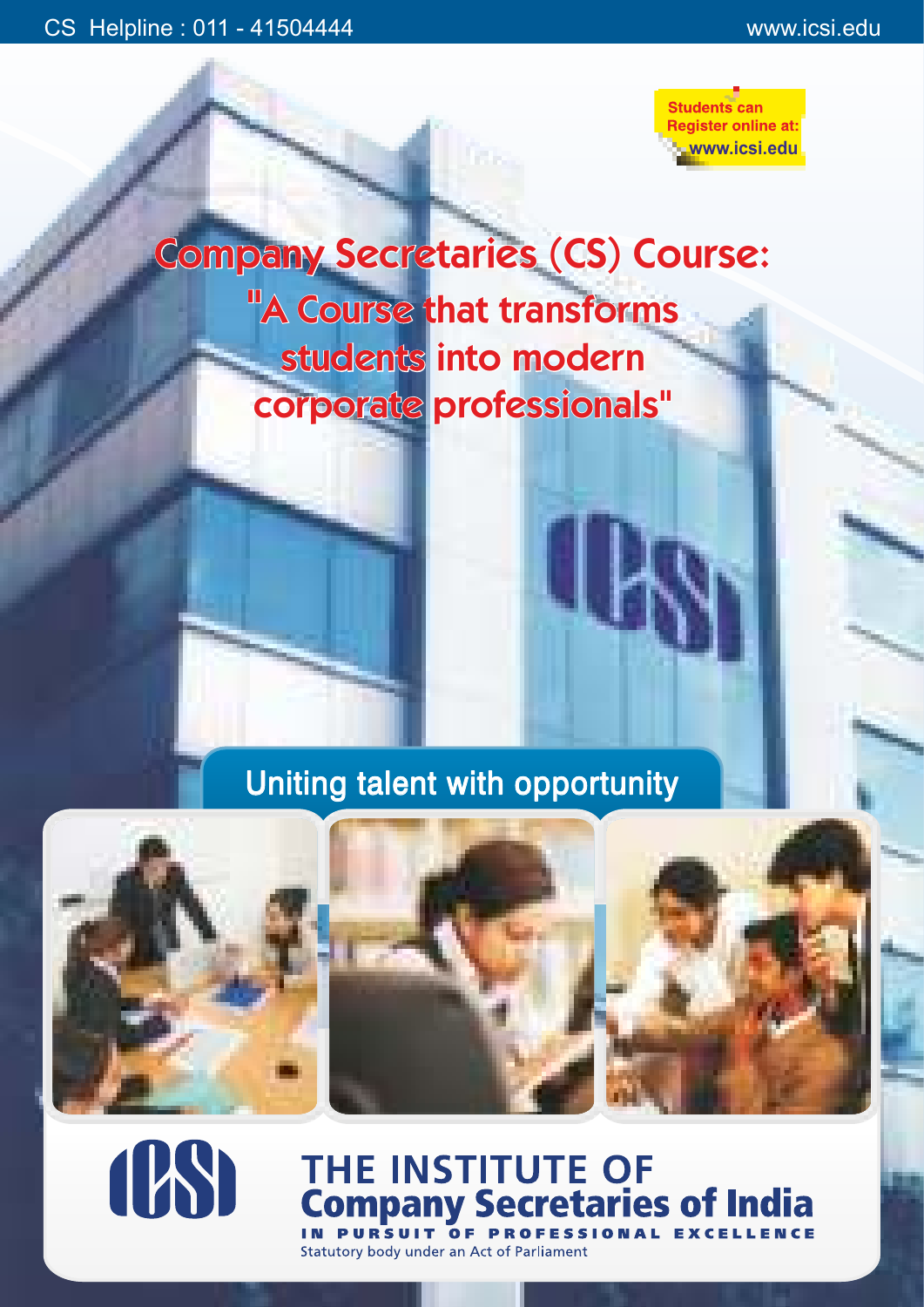CS Helpline : 011 - 41504444

www.icsi.edu

Students can Register online at: www.icsi.edu

# Company Secretaries (CS) Course:

## "A Course that transforms students into modern corporate professionals"

Uniting talent with opportunity

**THE INSTITUTE OF Company Secretaries of India**

IN PURSUIT OF PROFESSIONAL EXCELLENCE

Statutory body under an Act of Parliament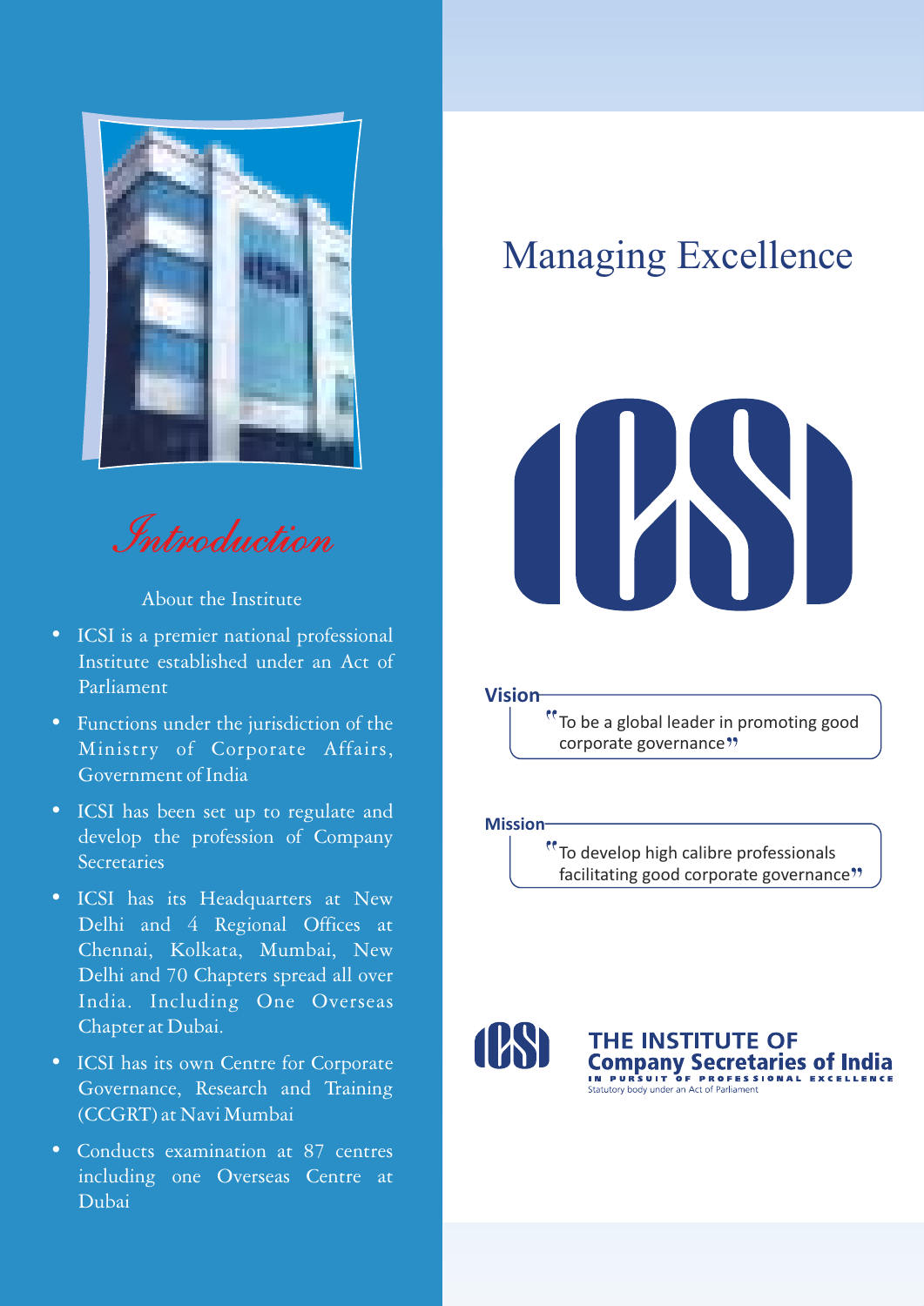# Introduction

## About the Institute

- ICSI is a premier national professional Institute established under an Act of Parliament
- Functions under the jurisdiction of the Ministry of Corporate Affairs, Government of India
- ICSI has been set up to regulate and develop the profession of Company Secretaries
- ICSI has its Headquarters at New Delhi and 4 Regional Offices at Chennai, Kolkata, Mumbai, New Delhi and 70 Chapters spread all over India. Including One Overseas Chapter at Dubai.
- ICSI has its own Centre for Corporate Governance, Research and Training (CCGRT) at Navi Mumbai
- Conducts examination at 87 centres including one Overseas Centre at Dubai

# Managing Excellence

ICSI

**Vision**

"To be a global leader in promoting good corporate governance"

**Mission**

"To develop high calibre professionals facilitating good corporate governance"

ICSI

**THE INSTITUTE OF Company Secretaries of India**

IN PURSUIT OF PROFESSIONAL EXCELLENCE

Statutory body under an Act of Parliament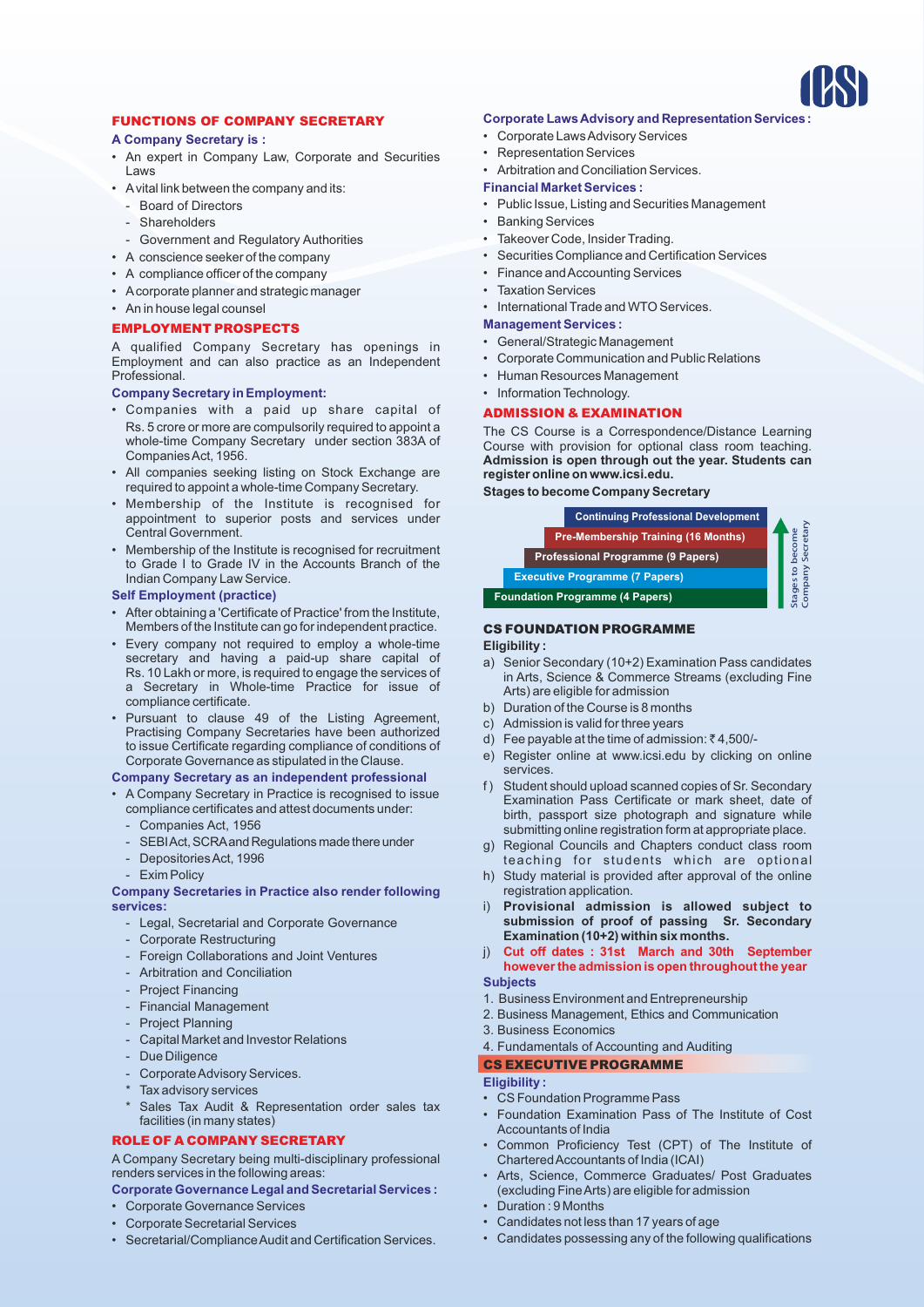## FUNCTIONS OF COMPANY SECRETARY

### A Company Secretary is :

- An expert in Company Law, Corporate and Securities Laws
- A vital link between the company and its:
  - Board of Directors
  - Shareholders
  - Government and Regulatory Authorities
- A conscience seeker of the company
- A compliance officer of the company
- A corporate planner and strategic manager
- An in house legal counsel

## EMPLOYMENT PROSPECTS

A qualified Company Secretary has openings in Employment and can also practice as an Independent Professional.

### Company Secretary in Employment:

- Companies with a paid up share capital of Rs. 5 crore or more are compulsorily required to appoint a whole-time Company Secretary under section 383A of Companies Act, 1956.
- All companies seeking listing on Stock Exchange are required to appoint a whole-time Company Secretary.
- Membership of the Institute is recognised for appointment to superior posts and services under Central Government.
- Membership of the Institute is recognised for recruitment to Grade I to Grade IV in the Accounts Branch of the Indian Company Law Service.

### Self Employment (practice)

- After obtaining a 'Certificate of Practice' from the Institute, Members of the Institute can go for independent practice.
- Every company not required to employ a whole-time secretary and having a paid-up share capital of Rs. 10 Lakh or more, is required to engage the services of a Secretary in Whole-time Practice for issue of compliance certificate.
- Pursuant to clause 49 of the Listing Agreement, Practising Company Secretaries have been authorized to issue Certificate regarding compliance of conditions of Corporate Governance as stipulated in the Clause.

### Company Secretary as an independent professional

- A Company Secretary in Practice is recognised to issue compliance certificates and attest documents under:
  - Companies Act, 1956
  - SEBI Act, SCRA and Regulations made there under
  - Depositories Act, 1996
  - Exim Policy

### Company Secretaries in Practice also render following services:

- Legal, Secretarial and Corporate Governance
- Corporate Restructuring
- Foreign Collaborations and Joint Ventures
- Arbitration and Conciliation
- Project Financing
- Financial Management
- Project Planning
- Capital Market and Investor Relations
- Due Diligence
- Corporate Advisory Services.
- * Tax advisory services
- * Sales Tax Audit & Representation order sales tax facilities (in many states)

## ROLE OF A COMPANY SECRETARY

A Company Secretary being multi-disciplinary professional renders services in the following areas:

### Corporate Governance Legal and Secretarial Services :

- Corporate Governance Services
- Corporate Secretarial Services
- Secretarial/Compliance Audit and Certification Services.

### Corporate Laws Advisory and Representation Services :

- Corporate Laws Advisory Services
- Representation Services
- Arbitration and Conciliation Services.

### Financial Market Services :

- Public Issue, Listing and Securities Management
- Banking Services
- Takeover Code, Insider Trading.
- Securities Compliance and Certification Services
- Finance and Accounting Services
- Taxation Services
- International Trade and WTO Services.

### Management Services :

- General/Strategic Management
- Corporate Communication and Public Relations
- Human Resources Management
- Information Technology.

## ADMISSION & EXAMINATION

The CS Course is a Correspondence/Distance Learning Course with provision for optional class room teaching. **Admission is open through out the year. Students can register online on www.icsi.edu.**

**Stages to become Company Secretary**

- Continuing Professional Development
- Pre-Membership Training (16 Months)
- Professional Programme (9 Papers)
- Executive Programme (7 Papers)
- Foundation Programme (4 Papers)

Stages to become Company Secretary

## CS FOUNDATION PROGRAMME

**Eligibility :**

a) Senior Secondary (10+2) Examination Pass candidates in Arts, Science & Commerce Streams (excluding Fine Arts) are eligible for admission
b) Duration of the Course is 8 months
c) Admission is valid for three years
d) Fee payable at the time of admission: ₹ 4,500/-
e) Register online at www.icsi.edu by clicking on online services.
f) Student should upload scanned copies of Sr. Secondary Examination Pass Certificate or mark sheet, date of birth, passport size photograph and signature while submitting online registration form at appropriate place.
g) Regional Councils and Chapters conduct class room teaching for students which are optional
h) Study material is provided after approval of the online registration application.
i) **Provisional admission is allowed subject to submission of proof of passing Sr. Secondary Examination (10+2) within six months.**
j) **Cut off dates : 31st March and 30th September however the admission is open throughout the year**

### Subjects

1. Business Environment and Entrepreneurship
2. Business Management, Ethics and Communication
3. Business Economics
4. Fundamentals of Accounting and Auditing

## CS EXECUTIVE PROGRAMME

**Eligibility :**

- CS Foundation Programme Pass
- Foundation Examination Pass of The Institute of Cost Accountants of India
- Common Proficiency Test (CPT) of The Institute of Chartered Accountants of India (ICAI)
- Arts, Science, Commerce Graduates/ Post Graduates (excluding Fine Arts) are eligible for admission
- Duration : 9 Months
- Candidates not less than 17 years of age
- Candidates possessing any of the following qualifications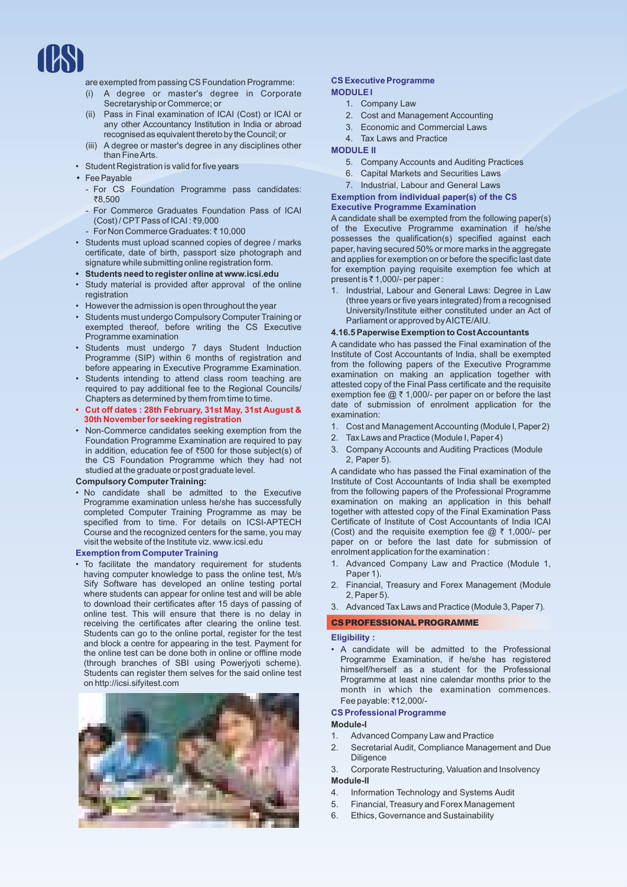are exempted from passing CS Foundation Programme:

(i) A degree or master's degree in Corporate Secretaryship or Commerce; or

(ii) Pass in Final examination of ICAI (Cost) or ICAI or any other Accountancy Institution in India or abroad recognised as equivalent thereto by the Council; or

(iii) A degree or master's degree in any disciplines other than Fine Arts.

- Student Registration is valid for five years
- Fee Payable
  - For CS Foundation Programme pass candidates: ₹8,500
  - For Commerce Graduates Foundation Pass of ICAI (Cost) / CPT Pass of ICAI : ₹9,000
  - For Non Commerce Graduates: ₹ 10,000
- Students must upload scanned copies of degree / marks certificate, date of birth, passport size photograph and signature while submitting online registration form.
- **Students need to register online at www.icsi.edu**
- Study material is provided after approval of the online registration
- However the admission is open throughout the year
- Students must undergo Compulsory Computer Training or exempted thereof, before writing the CS Executive Programme examination
- Students must undergo 7 days Student Induction Programme (SIP) within 6 months of registration and before appearing in Executive Programme Examination.
- Students intending to attend class room teaching are required to pay additional fee to the Regional Councils/ Chapters as determined by them from time to time.
- **Cut off dates : 28th February, 31st May, 31st August & 30th November for seeking registration**
- Non-Commerce candidates seeking exemption from the Foundation Programme Examination are required to pay in addition, education fee of ₹500 for those subject(s) of the CS Foundation Programme which they had not studied at the graduate or post graduate level.

**Compulsory Computer Training:**

- No candidate shall be admitted to the Executive Programme examination unless he/she has successfully completed Computer Training Programme as may be specified from to time. For details on ICSI-APTECH Course and the recognized centers for the same, you may visit the website of the Institute viz. www.icsi.edu

**Exemption from Computer Training**

- To facilitate the mandatory requirement for students having computer knowledge to pass the online test, M/s Sify Software has developed an online testing portal where students can appear for online test and will be able to download their certificates after 15 days of passing of online test. This will ensure that there is no delay in receiving the certificates after clearing the online test. Students can go to the online portal, register for the test and block a centre for appearing in the test. Payment for the online test can be done both in online or offline mode (through branches of SBI using Powerjyoti scheme). Students can register them selves for the said online test on http://icsi.sifyitest.com

**CS Executive Programme**

**MODULE I**

1. Company Law
2. Cost and Management Accounting
3. Economic and Commercial Laws
4. Tax Laws and Practice

**MODULE II**

5. Company Accounts and Auditing Practices
6. Capital Markets and Securities Laws
7. Industrial, Labour and General Laws

**Exemption from individual paper(s) of the CS Executive Programme Examination**

A candidate shall be exempted from the following paper(s) of the Executive Programme examination if he/she possesses the qualification(s) specified against each paper, having secured 50% or more marks in the aggregate and applies for exemption on or before the specific last date for exemption paying requisite exemption fee which at present is ₹ 1,000/- per paper :

1. Industrial, Labour and General Laws: Degree in Law (three years or five years integrated) from a recognised University/Institute either constituted under an Act of Parliament or approved by AICTE/AIU.

**4.16.5 Paperwise Exemption to Cost Accountants**

A candidate who has passed the Final examination of the Institute of Cost Accountants of India, shall be exempted from the following papers of the Executive Programme examination on making an application together with attested copy of the Final Pass certificate and the requisite exemption fee @ ₹ 1,000/- per paper on or before the last date of submission of enrolment application for the examination:

1. Cost and Management Accounting (Module I, Paper 2)
2. Tax Laws and Practice (Module I, Paper 4)
3. Company Accounts and Auditing Practices (Module 2, Paper 5).

A candidate who has passed the Final examination of the Institute of Cost Accountants of India shall be exempted from the following papers of the Professional Programme examination on making an application in this behalf together with attested copy of the Final Examination Pass Certificate of Institute of Cost Accountants of India ICAI (Cost) and the requisite exemption fee @ ₹ 1,000/- per paper on or before the last date for submission of enrolment application for the examination :

1. Advanced Company Law and Practice (Module 1, Paper 1).
2. Financial, Treasury and Forex Management (Module 2, Paper 5).
3. Advanced Tax Laws and Practice (Module 3, Paper 7).

## CS PROFESSIONAL PROGRAMME

**Eligibility :**

- A candidate will be admitted to the Professional Programme Examination, if he/she has registered himself/herself as a student for the Professional Programme at least nine calendar months prior to the month in which the examination commences. Fee payable: ₹12,000/-

**CS Professional Programme**

**Module-I**

1. Advanced Company Law and Practice
2. Secretarial Audit, Compliance Management and Due Diligence
3. Corporate Restructuring, Valuation and Insolvency

**Module-II**

4. Information Technology and Systems Audit
5. Financial, Treasury and Forex Management
6. Ethics, Governance and Sustainability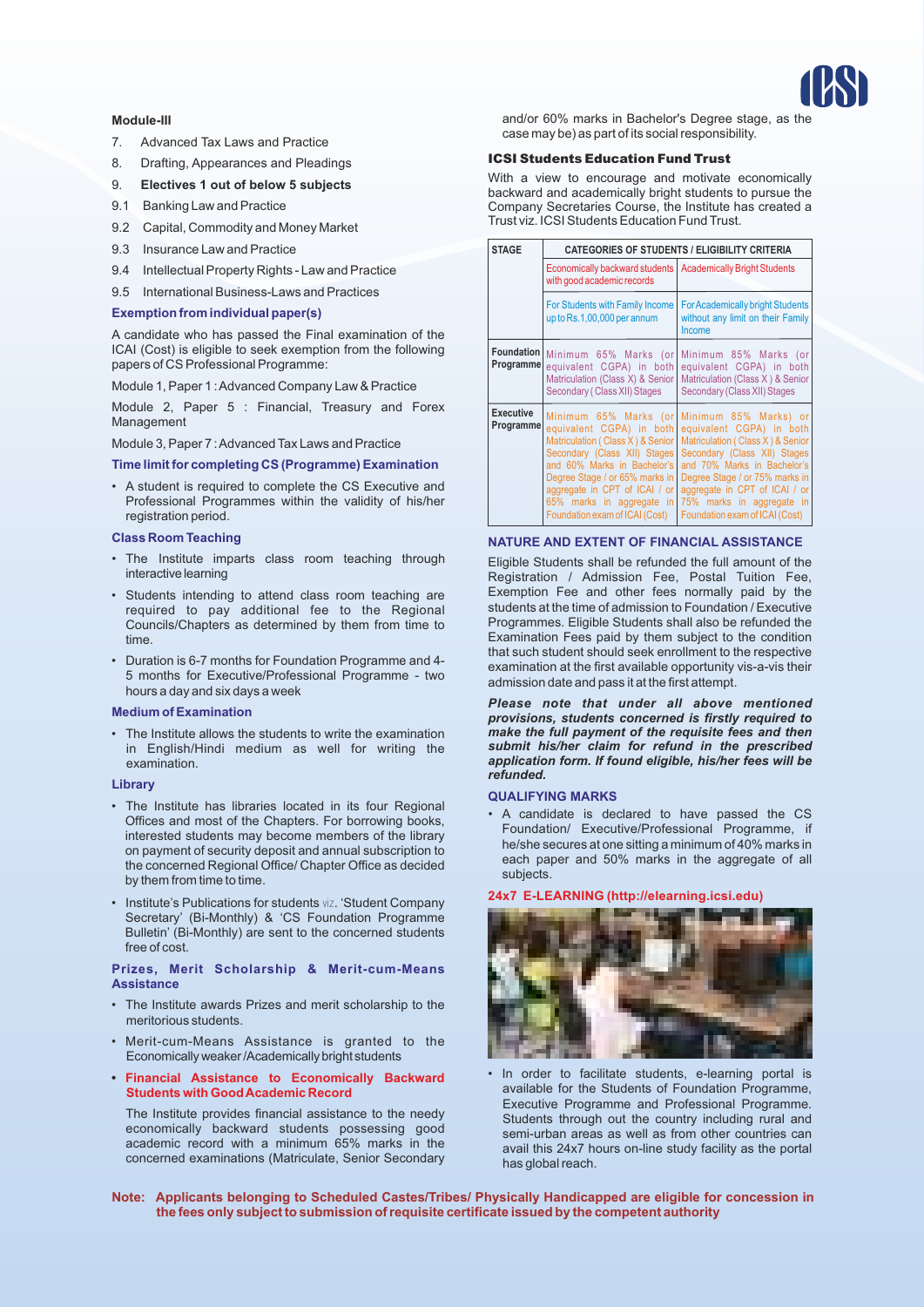**Module-III**

7. Advanced Tax Laws and Practice
8. Drafting, Appearances and Pleadings
9. **Electives 1 out of below 5 subjects**

9.1 Banking Law and Practice

9.2 Capital, Commodity and Money Market

9.3 Insurance Law and Practice

9.4 Intellectual Property Rights - Law and Practice

9.5 International Business-Laws and Practices

### Exemption from individual paper(s)

A candidate who has passed the Final examination of the ICAI (Cost) is eligible to seek exemption from the following papers of CS Professional Programme:

Module 1, Paper 1 : Advanced Company Law & Practice

Module 2, Paper 5 : Financial, Treasury and Forex Management

Module 3, Paper 7 : Advanced Tax Laws and Practice

### Time limit for completing CS (Programme) Examination

- A student is required to complete the CS Executive and Professional Programmes within the validity of his/her registration period.

### Class Room Teaching

- The Institute imparts class room teaching through interactive learning
- Students intending to attend class room teaching are required to pay additional fee to the Regional Councils/Chapters as determined by them from time to time.
- Duration is 6-7 months for Foundation Programme and 4-5 months for Executive/Professional Programme - two hours a day and six days a week

### Medium of Examination

- The Institute allows the students to write the examination in English/Hindi medium as well for writing the examination.

### Library

- The Institute has libraries located in its four Regional Offices and most of the Chapters. For borrowing books, interested students may become members of the library on payment of security deposit and annual subscription to the concerned Regional Office/ Chapter Office as decided by them from time to time.
- Institute's Publications for students viz. 'Student Company Secretary' (Bi-Monthly) & 'CS Foundation Programme Bulletin' (Bi-Monthly) are sent to the concerned students free of cost.

### Prizes, Merit Scholarship & Merit-cum-Means Assistance

- The Institute awards Prizes and merit scholarship to the meritorious students.
- Merit-cum-Means Assistance is granted to the Economically weaker /Academically bright students
- **Financial Assistance to Economically Backward Students with Good Academic Record**

The Institute provides financial assistance to the needy economically backward students possessing good academic record with a minimum 65% marks in the concerned examinations (Matriculate, Senior Secondary and/or 60% marks in Bachelor's Degree stage, as the case may be) as part of its social responsibility.

### ICSI Students Education Fund Trust

With a view to encourage and motivate economically backward and academically bright students to pursue the Company Secretaries Course, the Institute has created a Trust viz. ICSI Students Education Fund Trust.

| STAGE | CATEGORIES OF STUDENTS / ELIGIBILITY CRITERIA | |
|---|---|---|
| | Economically backward students with good academic records | Academically Bright Students |
| | For Students with Family Income up to Rs.1,00,000 per annum | For Academically bright Students without any limit on their Family Income |
| Foundation Programme | Minimum 65% Marks (or equivalent CGPA) in both Matriculation (Class X) & Senior Secondary ( Class XII) Stages | Minimum 85% Marks (or equivalent CGPA) in both Matriculation (Class X ) & Senior Secondary (Class XII) Stages |
| Executive Programme | Minimum 65% Marks (or equivalent CGPA) in both Matriculation ( Class X ) & Senior Secondary (Class XII) Stages and 60% Marks in Bachelor's Degree Stage / or 65% marks in aggregate in CPT of ICAI / or 65% marks in aggregate in Foundation exam of ICAI (Cost) | Minimum 85% Marks) or equivalent CGPA) in both Matriculation ( Class X ) & Senior Secondary (Class XII) Stages and 70% Marks in Bachelor's Degree Stage / or 75% marks in aggregate in CPT of ICAI / or 75% marks in aggregate in Foundation exam of ICAI (Cost) |

### NATURE AND EXTENT OF FINANCIAL ASSISTANCE

Eligible Students shall be refunded the full amount of the Registration / Admission Fee, Postal Tuition Fee, Exemption Fee and other fees normally paid by the students at the time of admission to Foundation / Executive Programmes. Eligible Students shall also be refunded the Examination Fees paid by them subject to the condition that such student should seek enrollment to the respective examination at the first available opportunity vis-a-vis their admission date and pass it at the first attempt.

***Please note that under all above mentioned provisions, students concerned is firstly required to make the full payment of the requisite fees and then submit his/her claim for refund in the prescribed application form. If found eligible, his/her fees will be refunded.***

### QUALIFYING MARKS

- A candidate is declared to have passed the CS Foundation/ Executive/Professional Programme, if he/she secures at one sitting a minimum of 40% marks in each paper and 50% marks in the aggregate of all subjects.

### 24x7 E-LEARNING (http://elearning.icsi.edu)

- In order to facilitate students, e-learning portal is available for the Students of Foundation Programme, Executive Programme and Professional Programme. Students through out the country including rural and semi-urban areas as well as from other countries can avail this 24x7 hours on-line study facility as the portal has global reach.

**Note: Applicants belonging to Scheduled Castes/Tribes/ Physically Handicapped are eligible for concession in the fees only subject to submission of requisite certificate issued by the competent authority**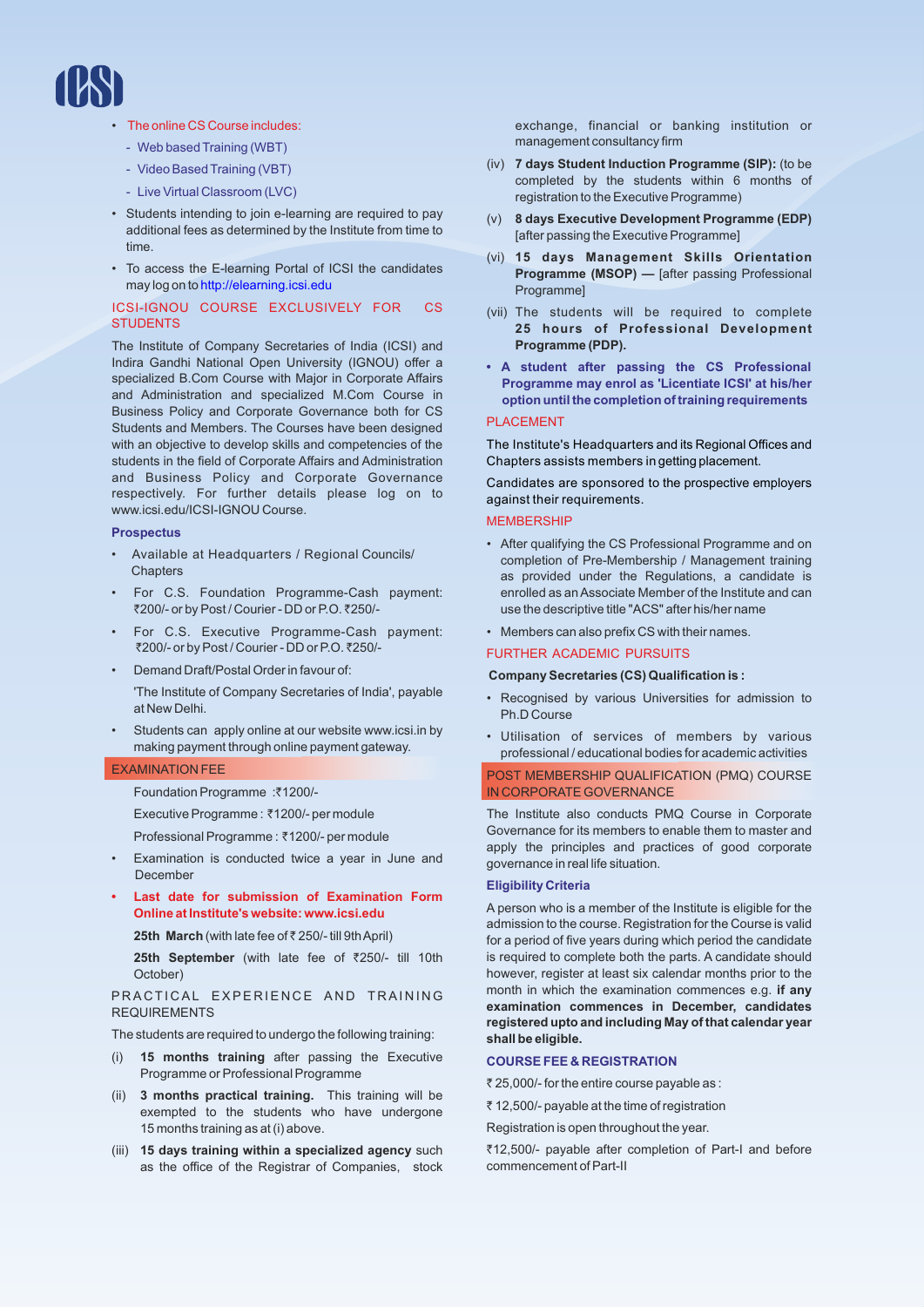- The online CS Course includes:
  - Web based Training (WBT)
  - Video Based Training (VBT)
  - Live Virtual Classroom (LVC)
- Students intending to join e-learning are required to pay additional fees as determined by the Institute from time to time.
- To access the E-learning Portal of ICSI the candidates may log on to http://elearning.icsi.edu

## ICSI-IGNOU COURSE EXCLUSIVELY FOR CS STUDENTS

The Institute of Company Secretaries of India (ICSI) and Indira Gandhi National Open University (IGNOU) offer a specialized B.Com Course with Major in Corporate Affairs and Administration and specialized M.Com Course in Business Policy and Corporate Governance both for CS Students and Members. The Courses have been designed with an objective to develop skills and competencies of the students in the field of Corporate Affairs and Administration and Business Policy and Corporate Governance respectively. For further details please log on to www.icsi.edu/ICSI-IGNOU Course.

### Prospectus

- Available at Headquarters / Regional Councils/ Chapters
- For C.S. Foundation Programme-Cash payment: ₹200/- or by Post / Courier - DD or P.O. ₹250/-
- For C.S. Executive Programme-Cash payment: ₹200/- or by Post / Courier - DD or P.O. ₹250/-
- Demand Draft/Postal Order in favour of:

  'The Institute of Company Secretaries of India', payable at New Delhi.
- Students can apply online at our website www.icsi.in by making payment through online payment gateway.

## EXAMINATION FEE

Foundation Programme :₹1200/-

Executive Programme : ₹1200/- per module

Professional Programme : ₹1200/- per module

- Examination is conducted twice a year in June and December
- **Last date for submission of Examination Form Online at Institute's website: www.icsi.edu**

  **25th March** (with late fee of ₹ 250/- till 9th April)

  **25th September** (with late fee of ₹250/- till 10th October)

## PRACTICAL EXPERIENCE AND TRAINING REQUIREMENTS

The students are required to undergo the following training:

(i) **15 months training** after passing the Executive Programme or Professional Programme

(ii) **3 months practical training.** This training will be exempted to the students who have undergone 15 months training as at (i) above.

(iii) **15 days training within a specialized agency** such as the office of the Registrar of Companies, stock exchange, financial or banking institution or management consultancy firm

(iv) **7 days Student Induction Programme (SIP):** (to be completed by the students within 6 months of registration to the Executive Programme)

(v) **8 days Executive Development Programme (EDP)** [after passing the Executive Programme]

(vi) **15 days Management Skills Orientation Programme (MSOP) —** [after passing Professional Programme]

(vii) The students will be required to complete **25 hours of Professional Development Programme (PDP).**

- **A student after passing the CS Professional Programme may enrol as 'Licentiate ICSI' at his/her option until the completion of training requirements**

## PLACEMENT

The Institute's Headquarters and its Regional Offices and Chapters assists members in getting placement.

Candidates are sponsored to the prospective employers against their requirements.

## MEMBERSHIP

- After qualifying the CS Professional Programme and on completion of Pre-Membership / Management training as provided under the Regulations, a candidate is enrolled as an Associate Member of the Institute and can use the descriptive title "ACS" after his/her name
- Members can also prefix CS with their names.

## FURTHER ACADEMIC PURSUITS

**Company Secretaries (CS) Qualification is :**

- Recognised by various Universities for admission to Ph.D Course
- Utilisation of services of members by various professional / educational bodies for academic activities

## POST MEMBERSHIP QUALIFICATION (PMQ) COURSE IN CORPORATE GOVERNANCE

The Institute also conducts PMQ Course in Corporate Governance for its members to enable them to master and apply the principles and practices of good corporate governance in real life situation.

### Eligibility Criteria

A person who is a member of the Institute is eligible for the admission to the course. Registration for the Course is valid for a period of five years during which period the candidate is required to complete both the parts. A candidate should however, register at least six calendar months prior to the month in which the examination commences e.g. **if any examination commences in December, candidates registered upto and including May of that calendar year shall be eligible.**

### COURSE FEE & REGISTRATION

₹ 25,000/- for the entire course payable as :

₹ 12,500/- payable at the time of registration

Registration is open throughout the year.

₹12,500/- payable after completion of Part-I and before commencement of Part-II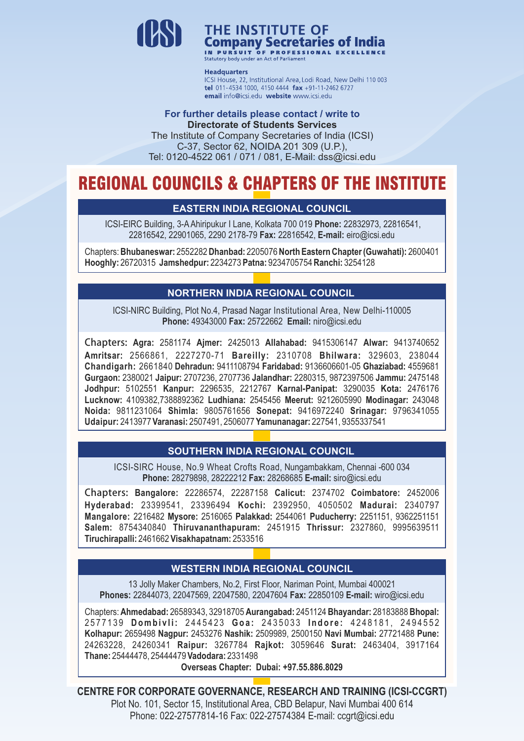**THE INSTITUTE OF**
**Company Secretaries of India**
IN PURSUIT OF PROFESSIONAL EXCELLENCE
Statutory body under an Act of Parliament

**Headquarters**
ICSI House, 22, Institutional Area, Lodi Road, New Delhi 110 003
**tel** 011-4534 1000, 4150 4444 **fax** +91-11-2462 6727
**email** info@icsi.edu **website** www.icsi.edu

**For further details please contact / write to**
**Directorate of Students Services**
The Institute of Company Secretaries of India (ICSI)
C-37, Sector 62, NOIDA 201 309 (U.P.),
Tel: 0120-4522 061 / 071 / 081, E-Mail: dss@icsi.edu

# REGIONAL COUNCILS & CHAPTERS OF THE INSTITUTE

## EASTERN INDIA REGIONAL COUNCIL

ICSI-EIRC Building, 3-A Ahiripukur I Lane, Kolkata 700 019 **Phone:** 22832973, 22816541, 22816542, 22901065, 2290 2178-79 **Fax:** 22816542, **E-mail:** eiro@icsi.edu

Chapters: **Bhubaneswar:** 2552282 **Dhanbad:** 2205076 **North Eastern Chapter (Guwahati):** 2600401 **Hooghly:** 26720315 **Jamshedpur:** 2234273 **Patna:** 9234705754 **Ranchi:** 3254128

## NORTHERN INDIA REGIONAL COUNCIL

ICSI-NIRC Building, Plot No.4, Prasad Nagar Institutional Area, New Delhi-110005
**Phone:** 49343000 **Fax:** 25722662 **Email:** niro@icsi.edu

Chapters: **Agra:** 2581174 **Ajmer:** 2425013 **Allahabad:** 9415306147 **Alwar:** 9413740652 **Amritsar:** 2566861, 2227270-71 **Bareilly:** 2310708 **Bhilwara:** 329603, 238044 **Chandigarh:** 2661840 **Dehradun:** 9411108794 **Faridabad:** 9136606601-05 **Ghaziabad:** 4559681 **Gurgaon:** 2380021 **Jaipur:** 2707236, 2707736 **Jalandhar:** 2280315, 9872397506 **Jammu:** 2475148 **Jodhpur:** 5102551 **Kanpur:** 2296535, 2212767 **Karnal-Panipat:** 3290035 **Kota:** 2476176 **Lucknow:** 4109382,7388892362 **Ludhiana:** 2545456 **Meerut:** 9212605990 **Modinagar:** 243048 **Noida:** 9811231064 **Shimla:** 9805761656 **Sonepat:** 9416972240 **Srinagar:** 9796341055 **Udaipur:** 2413977 **Varanasi:** 2507491, 2506077 **Yamunanagar:** 227541, 9355337541

## SOUTHERN INDIA REGIONAL COUNCIL

ICSI-SIRC House, No.9 Wheat Crofts Road, Nungambakkam, Chennai -600 034
**Phone:** 28279898, 28222212 **Fax:** 28268685 **E-mail:** siro@icsi.edu

Chapters: **Bangalore:** 22286574, 22287158 **Calicut:** 2374702 **Coimbatore:** 2452006 **Hyderabad:** 23399541, 23396494 **Kochi:** 2392950, 4050502 **Madurai:** 2340797 **Mangalore:** 2216482 **Mysore:** 2516065 **Palakkad:** 2544061 **Puducherry:** 2251151, 9362251151 **Salem:** 8754340840 **Thiruvananthapuram:** 2451915 **Thrissur:** 2327860, 9995639511 **Tiruchirapalli:** 2461662 **Visakhapatnam:** 2533516

## WESTERN INDIA REGIONAL COUNCIL

13 Jolly Maker Chambers, No.2, First Floor, Nariman Point, Mumbai 400021
**Phones:** 22844073, 22047569, 22047580, 22047604 **Fax:** 22850109 **E-mail:** wiro@icsi.edu

Chapters: **Ahmedabad:** 26589343, 32918705 **Aurangabad:** 2451124 **Bhayandar:** 28183888 **Bhopal:** 2577139 **Dombivli:** 2445423 **Goa:** 2435033 **Indore:** 4248181, 2494552 **Kolhapur:** 2659498 **Nagpur:** 2453276 **Nashik:** 2509989, 2500150 **Navi Mumbai:** 27721488 **Pune:** 24263228, 24260341 **Raipur:** 3267784 **Rajkot:** 3059646 **Surat:** 2463404, 3917164 **Thane:** 25444478, 25444479 **Vadodara:** 2331498

**Overseas Chapter: Dubai: +97.55.886.8029**

## CENTRE FOR CORPORATE GOVERNANCE, RESEARCH AND TRAINING (ICSI-CCGRT)

Plot No. 101, Sector 15, Institutional Area, CBD Belapur, Navi Mumbai 400 614
Phone: 022-27577814-16 Fax: 022-27574384 E-mail: ccgrt@icsi.edu